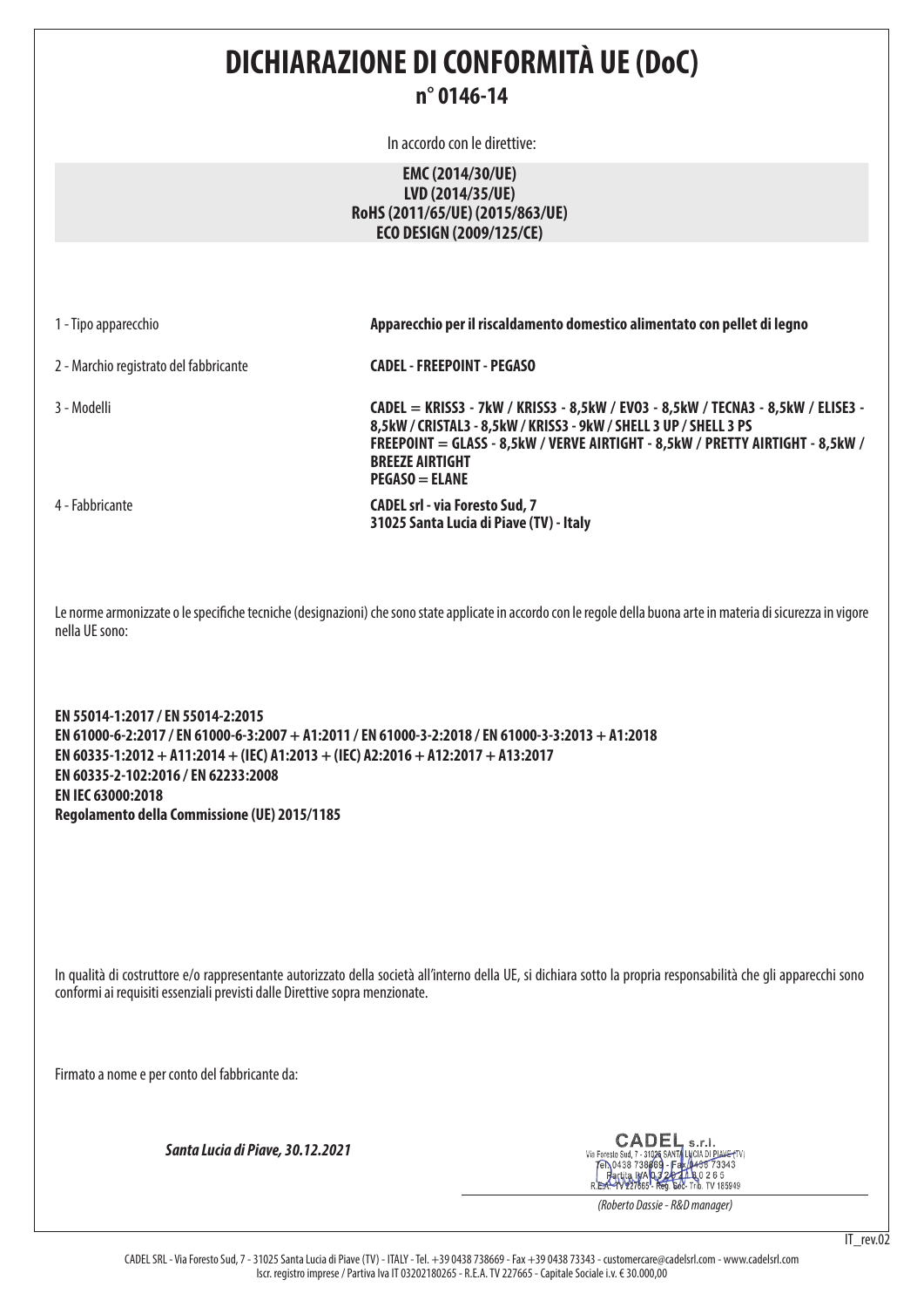# DICHIARAZIONE DI CONFORMITÀ UE (DoC)

## n° 0146-14

In accordo con le direttive:

**EMC (2014/30/UE)**
**LVD (2014/35/UE)**
**RoHS (2011/65/UE) (2015/863/UE)**
**ECO DESIGN (2009/125/CE)**

| | |
|---|---|
| 1 - Tipo apparecchio | **Apparecchio per il riscaldamento domestico alimentato con pellet di legno** |
| 2 - Marchio registrato del fabbricante | **CADEL - FREEPOINT - PEGASO** |
| 3 - Modelli | **CADEL = KRISS3 - 7kW / KRISS3 - 8,5kW / EVO3 - 8,5kW / TECNA3 - 8,5kW / ELISE3 - 8,5kW / CRISTAL3 - 8,5kW / KRISS3 - 9kW / SHELL 3 UP / SHELL 3 PS**<br>**FREEPOINT = GLASS - 8,5kW / VERVE AIRTIGHT - 8,5kW / PRETTY AIRTIGHT - 8,5kW / BREEZE AIRTIGHT**<br>**PEGASO = ELANE** |
| 4 - Fabbricante | **CADEL srl - via Foresto Sud, 7**<br>**31025 Santa Lucia di Piave (TV) - Italy** |

Le norme armonizzate o le specifiche tecniche (designazioni) che sono state applicate in accordo con le regole della buona arte in materia di sicurezza in vigore nella UE sono:

**EN 55014-1:2017 / EN 55014-2:2015**
**EN 61000-6-2:2017 / EN 61000-6-3:2007 + A1:2011 / EN 61000-3-2:2018 / EN 61000-3-3:2013 + A1:2018**
**EN 60335-1:2012 + A11:2014 + (IEC) A1:2013 + (IEC) A2:2016 + A12:2017 + A13:2017**
**EN 60335-2-102:2016 / EN 62233:2008**
**EN IEC 63000:2018**
**Regolamento della Commissione (UE) 2015/1185**

In qualità di costruttore e/o rappresentante autorizzato della società all'interno della UE, si dichiara sotto la propria responsabilità che gli apparecchi sono conformi ai requisiti essenziali previsti dalle Direttive sopra menzionate.

Firmato a nome e per conto del fabbricante da:

***Santa Lucia di Piave, 30.12.2021***

CADEL s.r.l.
Via Foresto Sud, 7 - 31025 SANTA LUCIA DI PIAVE (TV)
Tel. 0438 738669 - Fax 0438 73343
Partita IVA 03202180265
R.E.A. TV 227665 - Reg. Soc. Trib. TV 185949

*(Roberto Dassie - R&D manager)*

IT_rev.02

CADEL SRL - Via Foresto Sud, 7 - 31025 Santa Lucia di Piave (TV) - ITALY - Tel. +39 0438 738669 - Fax +39 0438 73343 - customercare@cadelsrl.com - www.cadelsrl.com
Iscr. registro imprese / Partiva Iva IT 03202180265 - R.E.A. TV 227665 - Capitale Sociale i.v. € 30.000,00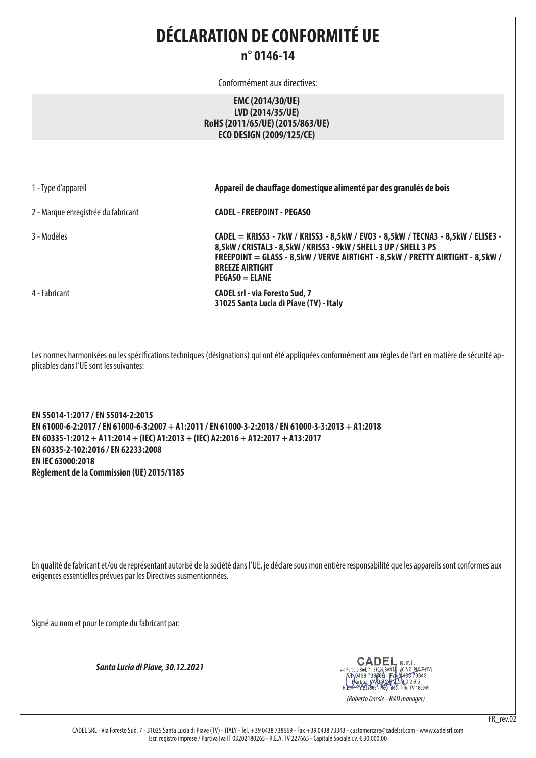# DÉCLARATION DE CONFORMITÉ UE

## n° 0146-14

Conformément aux directives:

**EMC (2014/30/UE)**
**LVD (2014/35/UE)**
**RoHS (2011/65/UE) (2015/863/UE)**
**ECO DESIGN (2009/125/CE)**

| | |
|---|---|
| 1 - Type d'appareil | **Appareil de chauffage domestique alimenté par des granulés de bois** |
| 2 - Marque enregistrée du fabricant | **CADEL - FREEPOINT - PEGASO** |
| 3 - Modèles | **CADEL = KRISS3 - 7kW / KRISS3 - 8,5kW / EVO3 - 8,5kW / TECNA3 - 8,5kW / ELISE3 - 8,5kW / CRISTAL3 - 8,5kW / KRISS3 - 9kW / SHELL 3 UP / SHELL 3 PS**<br>**FREEPOINT = GLASS - 8,5kW / VERVE AIRTIGHT - 8,5kW / PRETTY AIRTIGHT - 8,5kW / BREEZE AIRTIGHT**<br>**PEGASO = ELANE** |
| 4 - Fabricant | **CADEL srl - via Foresto Sud, 7**<br>**31025 Santa Lucia di Piave (TV) - Italy** |

Les normes harmonisées ou les spécifications techniques (désignations) qui ont été appliquées conformément aux règles de l'art en matière de sécurité applicables dans l'UE sont les suivantes:

**EN 55014-1:2017 / EN 55014-2:2015**
**EN 61000-6-2:2017 / EN 61000-6-3:2007 + A1:2011 / EN 61000-3-2:2018 / EN 61000-3-3:2013 + A1:2018**
**EN 60335-1:2012 + A11:2014 + (IEC) A1:2013 + (IEC) A2:2016 + A12:2017 + A13:2017**
**EN 60335-2-102:2016 / EN 62233:2008**
**EN IEC 63000:2018**
**Règlement de la Commission (UE) 2015/1185**

En qualité de fabricant et/ou de représentant autorisé de la société dans l'UE, je déclare sous mon entière responsabilité que les appareils sont conformes aux exigences essentielles prévues par les Directives susmentionnées.

Signé au nom et pour le compte du fabricant par:

***Santa Lucia di Piave, 30.12.2021***

CADEL s.r.l.
Via Foresto Sud, 7 - 31025 SANTA LUCIA DI PIAVE (TV)
Tel. 0438 738669 - Fax 0438 73343
Partita IVA 03202180265
R.E.A. TV 227665 - Reg. Soc. Trib. TV 185949

*(Roberto Dassie - R&D manager)*

FR_rev.02

CADEL SRL - Via Foresto Sud, 7 - 31025 Santa Lucia di Piave (TV) - ITALY - Tel. +39 0438 738669 - Fax +39 0438 73343 - customercare@cadelsrl.com - www.cadelsrl.com
Iscr. registro imprese / Partiva Iva IT 03202180265 - R.E.A. TV 227665 - Capitale Sociale i.v. € 30.000,00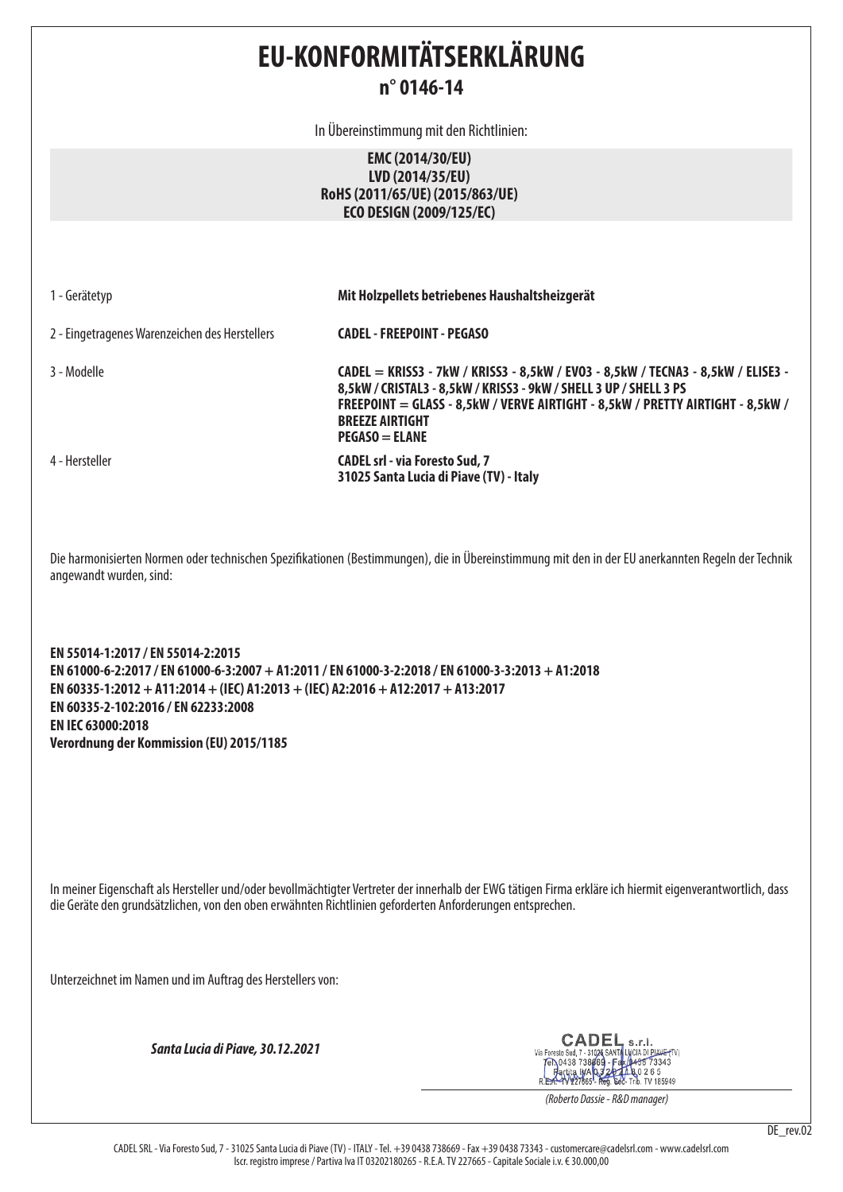# EU-KONFORMITÄTSERKLÄRUNG

## n° 0146-14

In Übereinstimmung mit den Richtlinien:

**EMC (2014/30/EU)**
**LVD (2014/35/EU)**
**RoHS (2011/65/UE) (2015/863/UE)**
**ECO DESIGN (2009/125/EC)**

| | |
|---|---|
| 1 - Gerätetyp | **Mit Holzpellets betriebenes Haushaltsheizgerät** |
| 2 - Eingetragenes Warenzeichen des Herstellers | **CADEL - FREEPOINT - PEGASO** |
| 3 - Modelle | **CADEL = KRISS3 - 7kW / KRISS3 - 8,5kW / EVO3 - 8,5kW / TECNA3 - 8,5kW / ELISE3 - 8,5kW / CRISTAL3 - 8,5kW / KRISS3 - 9kW / SHELL 3 UP / SHELL 3 PS**<br>**FREEPOINT = GLASS - 8,5kW / VERVE AIRTIGHT - 8,5kW / PRETTY AIRTIGHT - 8,5kW / BREEZE AIRTIGHT**<br>**PEGASO = ELANE** |
| 4 - Hersteller | **CADEL srl - via Foresto Sud, 7**<br>**31025 Santa Lucia di Piave (TV) - Italy** |

Die harmonisierten Normen oder technischen Spezifikationen (Bestimmungen), die in Übereinstimmung mit den in der EU anerkannten Regeln der Technik angewandt wurden, sind:

**EN 55014-1:2017 / EN 55014-2:2015**
**EN 61000-6-2:2017 / EN 61000-6-3:2007 + A1:2011 / EN 61000-3-2:2018 / EN 61000-3-3:2013 + A1:2018**
**EN 60335-1:2012 + A11:2014 + (IEC) A1:2013 + (IEC) A2:2016 + A12:2017 + A13:2017**
**EN 60335-2-102:2016 / EN 62233:2008**
**EN IEC 63000:2018**
**Verordnung der Kommission (EU) 2015/1185**

In meiner Eigenschaft als Hersteller und/oder bevollmächtigter Vertreter der innerhalb der EWG tätigen Firma erkläre ich hiermit eigenverantwortlich, dass die Geräte den grundsätzlichen, von den oben erwähnten Richtlinien geforderten Anforderungen entsprechen.

Unterzeichnet im Namen und im Auftrag des Herstellers von:

***Santa Lucia di Piave, 30.12.2021***

CADEL s.r.l.
Via Foresto Sud, 7 - 31025 SANTA LUCIA DI PIAVE (TV)
Tel. 0438 738669 - Fax 0438 73343
Partita IVA 03202180265
R.E.A. TV 227665 - Reg. Soc. Trib. TV 185949

*(Roberto Dassie - R&D manager)*

DE_rev.02

CADEL SRL - Via Foresto Sud, 7 - 31025 Santa Lucia di Piave (TV) - ITALY - Tel. +39 0438 738669 - Fax +39 0438 73343 - customercare@cadelsrl.com - www.cadelsrl.com
Iscr. registro imprese / Partiva Iva IT 03202180265 - R.E.A. TV 227665 - Capitale Sociale i.v. € 30.000,00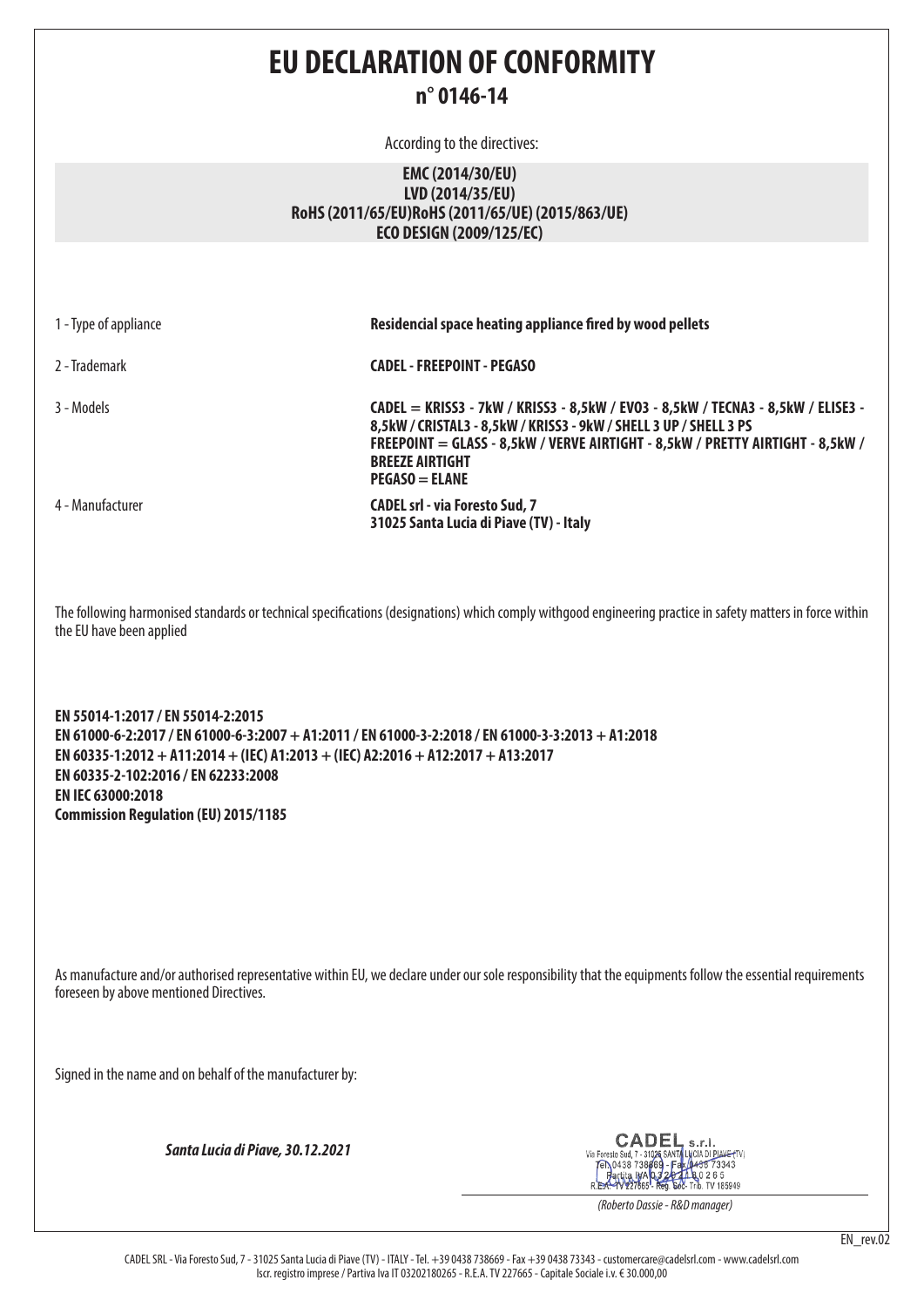# EU DECLARATION OF CONFORMITY

## n° 0146-14

According to the directives:

**EMC (2014/30/EU)**
**LVD (2014/35/EU)**
**RoHS (2011/65/EU)RoHS (2011/65/UE) (2015/863/UE)**
**ECO DESIGN (2009/125/EC)**

| | |
|---|---|
| 1 - Type of appliance | **Residencial space heating appliance fired by wood pellets** |
| 2 - Trademark | **CADEL - FREEPOINT - PEGASO** |
| 3 - Models | **CADEL = KRISS3 - 7kW / KRISS3 - 8,5kW / EVO3 - 8,5kW / TECNA3 - 8,5kW / ELISE3 - 8,5kW / CRISTAL3 - 8,5kW / KRISS3 - 9kW / SHELL 3 UP / SHELL 3 PS**<br>**FREEPOINT = GLASS - 8,5kW / VERVE AIRTIGHT - 8,5kW / PRETTY AIRTIGHT - 8,5kW / BREEZE AIRTIGHT**<br>**PEGASO = ELANE** |
| 4 - Manufacturer | **CADEL srl - via Foresto Sud, 7**<br>**31025 Santa Lucia di Piave (TV) - Italy** |

The following harmonised standards or technical specifications (designations) which comply withgood engineering practice in safety matters in force within the EU have been applied

**EN 55014-1:2017 / EN 55014-2:2015**
**EN 61000-6-2:2017 / EN 61000-6-3:2007 + A1:2011 / EN 61000-3-2:2018 / EN 61000-3-3:2013 + A1:2018**
**EN 60335-1:2012 + A11:2014 + (IEC) A1:2013 + (IEC) A2:2016 + A12:2017 + A13:2017**
**EN 60335-2-102:2016 / EN 62233:2008**
**EN IEC 63000:2018**
**Commission Regulation (EU) 2015/1185**

As manufacture and/or authorised representative within EU, we declare under our sole responsibility that the equipments follow the essential requirements foreseen by above mentioned Directives.

Signed in the name and on behalf of the manufacturer by:

***Santa Lucia di Piave, 30.12.2021***

CADEL s.r.l.
Via Foresto Sud, 7 - 31025 SANTA LUCIA DI PIAVE (TV)
Tel. 0438 738669 - Fax 0438 73343
Partita IVA 03202180265
R.E.A. TV 227665 - Reg. Soc. Trib. TV 185949

*(Roberto Dassie - R&D manager)*

EN_rev.02

CADEL SRL - Via Foresto Sud, 7 - 31025 Santa Lucia di Piave (TV) - ITALY - Tel. +39 0438 738669 - Fax +39 0438 73343 - customercare@cadelsrl.com - www.cadelsrl.com
Iscr. registro imprese / Partiva Iva IT 03202180265 - R.E.A. TV 227665 - Capitale Sociale i.v. € 30.000,00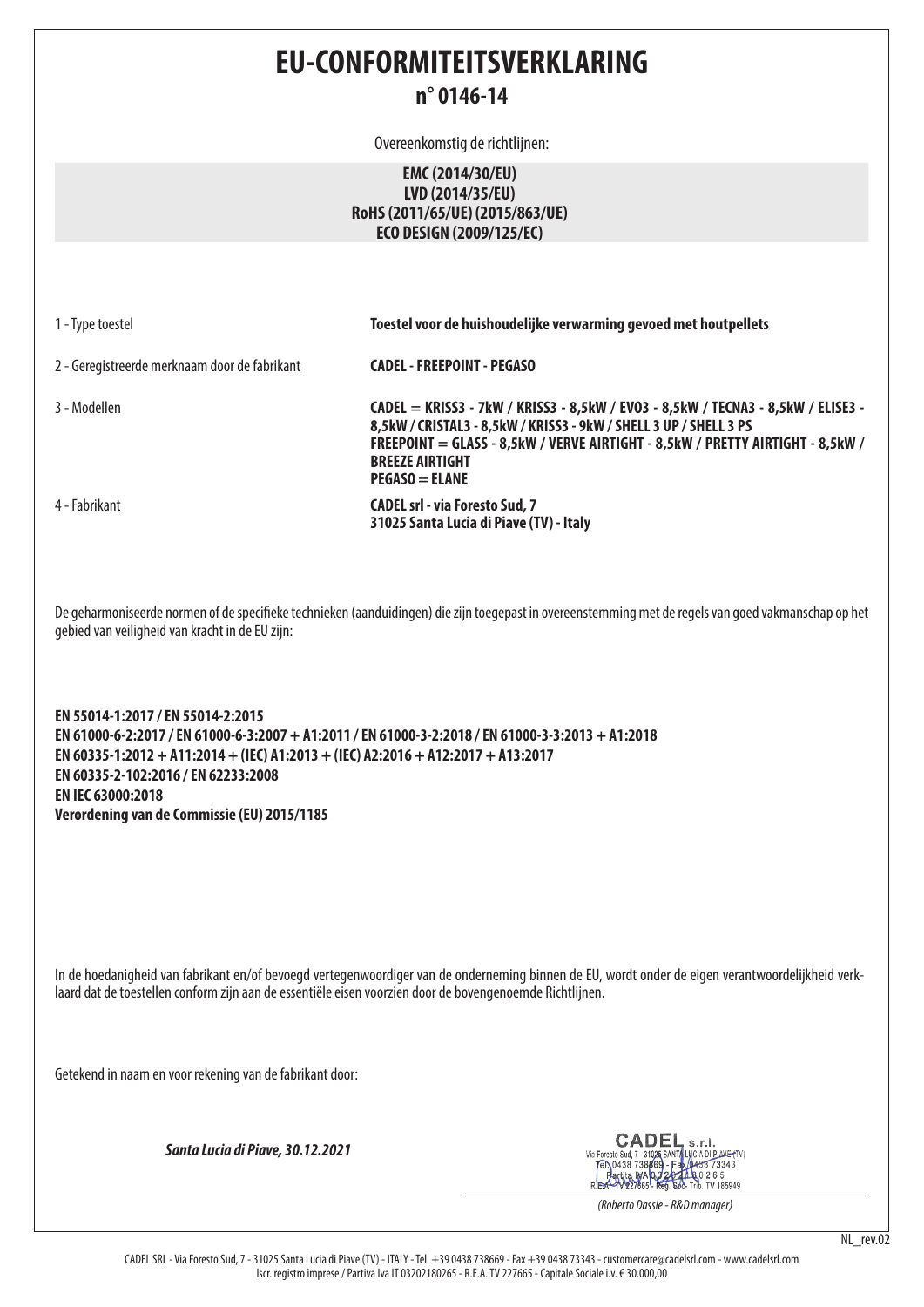# EU-CONFORMITEITSVERKLARING

## n° 0146-14

Overeenkomstig de richtlijnen:

**EMC (2014/30/EU)**
**LVD (2014/35/EU)**
**RoHS (2011/65/UE) (2015/863/UE)**
**ECO DESIGN (2009/125/EC)**

| | |
|---|---|
| 1 - Type toestel | **Toestel voor de huishoudelijke verwarming gevoed met houtpellets** |
| 2 - Geregistreerde merknaam door de fabrikant | **CADEL - FREEPOINT - PEGASO** |
| 3 - Modellen | **CADEL = KRISS3 - 7kW / KRISS3 - 8,5kW / EVO3 - 8,5kW / TECNA3 - 8,5kW / ELISE3 - 8,5kW / CRISTAL3 - 8,5kW / KRISS3 - 9kW / SHELL 3 UP / SHELL 3 PS**<br>**FREEPOINT = GLASS - 8,5kW / VERVE AIRTIGHT - 8,5kW / PRETTY AIRTIGHT - 8,5kW / BREEZE AIRTIGHT**<br>**PEGASO = ELANE** |
| 4 - Fabrikant | **CADEL srl - via Foresto Sud, 7**<br>**31025 Santa Lucia di Piave (TV) - Italy** |

De geharmoniseerde normen of de specifieke technieken (aanduidingen) die zijn toegepast in overeenstemming met de regels van goed vakmanschap op het gebied van veiligheid van kracht in de EU zijn:

**EN 55014-1:2017 / EN 55014-2:2015**
**EN 61000-6-2:2017 / EN 61000-6-3:2007 + A1:2011 / EN 61000-3-2:2018 / EN 61000-3-3:2013 + A1:2018**
**EN 60335-1:2012 + A11:2014 + (IEC) A1:2013 + (IEC) A2:2016 + A12:2017 + A13:2017**
**EN 60335-2-102:2016 / EN 62233:2008**
**EN IEC 63000:2018**
**Verordening van de Commissie (EU) 2015/1185**

In de hoedanigheid van fabrikant en/of bevoegd vertegenwoordiger van de onderneming binnen de EU, wordt onder de eigen verantwoordelijkheid verklaard dat de toestellen conform zijn aan de essentiële eisen voorzien door de bovengenoemde Richtlijnen.

Getekend in naam en voor rekening van de fabrikant door:

***Santa Lucia di Piave, 30.12.2021***

CADEL s.r.l.
Via Foresto Sud, 7 - 31025 SANTA LUCIA DI PIAVE (TV)
Tel. 0438 738669 - Fax 0438 73343
Partita IVA 03202180265
R.E.A. TV 227665 - Reg. Soc. Trib. TV 185949

*(Roberto Dassie - R&D manager)*

NL_rev.02

CADEL SRL - Via Foresto Sud, 7 - 31025 Santa Lucia di Piave (TV) - ITALY - Tel. +39 0438 738669 - Fax +39 0438 73343 - customercare@cadelsrl.com - www.cadelsrl.com
Iscr. registro imprese / Partiva Iva IT 03202180265 - R.E.A. TV 227665 - Capitale Sociale i.v. € 30.000,00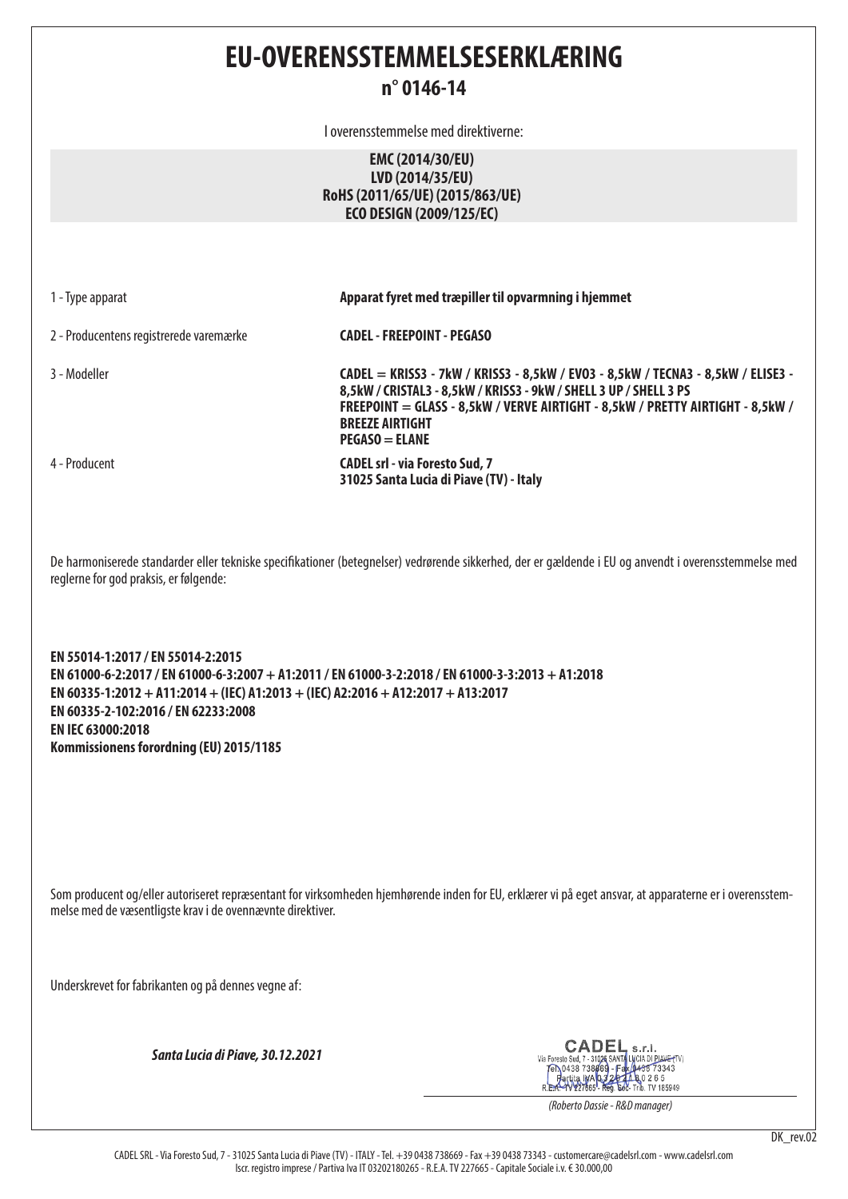# EU-OVERENSSTEMMELSESERKLÆRING

## n° 0146-14

I overensstemmelse med direktiverne:

**EMC (2014/30/EU)**
**LVD (2014/35/EU)**
**RoHS (2011/65/UE) (2015/863/UE)**
**ECO DESIGN (2009/125/EC)**

| | |
|---|---|
| 1 - Type apparat | **Apparat fyret med træpiller til opvarmning i hjemmet** |
| 2 - Producentens registrerede varemærke | **CADEL - FREEPOINT - PEGASO** |
| 3 - Modeller | **CADEL = KRISS3 - 7kW / KRISS3 - 8,5kW / EVO3 - 8,5kW / TECNA3 - 8,5kW / ELISE3 - 8,5kW / CRISTAL3 - 8,5kW / KRISS3 - 9kW / SHELL 3 UP / SHELL 3 PS**<br>**FREEPOINT = GLASS - 8,5kW / VERVE AIRTIGHT - 8,5kW / PRETTY AIRTIGHT - 8,5kW / BREEZE AIRTIGHT**<br>**PEGASO = ELANE** |
| 4 - Producent | **CADEL srl - via Foresto Sud, 7**<br>**31025 Santa Lucia di Piave (TV) - Italy** |

De harmoniserede standarder eller tekniske specifikationer (betegnelser) vedrørende sikkerhed, der er gældende i EU og anvendt i overensstemmelse med reglerne for god praksis, er følgende:

**EN 55014-1:2017 / EN 55014-2:2015**
**EN 61000-6-2:2017 / EN 61000-6-3:2007 + A1:2011 / EN 61000-3-2:2018 / EN 61000-3-3:2013 + A1:2018**
**EN 60335-1:2012 + A11:2014 + (IEC) A1:2013 + (IEC) A2:2016 + A12:2017 + A13:2017**
**EN 60335-2-102:2016 / EN 62233:2008**
**EN IEC 63000:2018**
**Kommissionens forordning (EU) 2015/1185**

Som producent og/eller autoriseret repræsentant for virksomheden hjemhørende inden for EU, erklærer vi på eget ansvar, at apparaterne er i overensstemmelse med de væsentligste krav i de ovennævnte direktiver.

Underskrevet for fabrikanten og på dennes vegne af:

***Santa Lucia di Piave, 30.12.2021***

CADEL s.r.l.
Via Foresto Sud, 7 - 31025 SANTA LUCIA DI PIAVE (TV)
Tel. 0438 738669 - Fax 0438 73343
Partita IVA 03202180265
R.E.A. TV 227665 - Reg. Soc. Trib. TV 185949

*(Roberto Dassie - R&D manager)*

DK_rev.02

CADEL SRL - Via Foresto Sud, 7 - 31025 Santa Lucia di Piave (TV) - ITALY - Tel. +39 0438 738669 - Fax +39 0438 73343 - customercare@cadelsrl.com - www.cadelsrl.com
Iscr. registro imprese / Partiva Iva IT 03202180265 - R.E.A. TV 227665 - Capitale Sociale i.v. € 30.000,00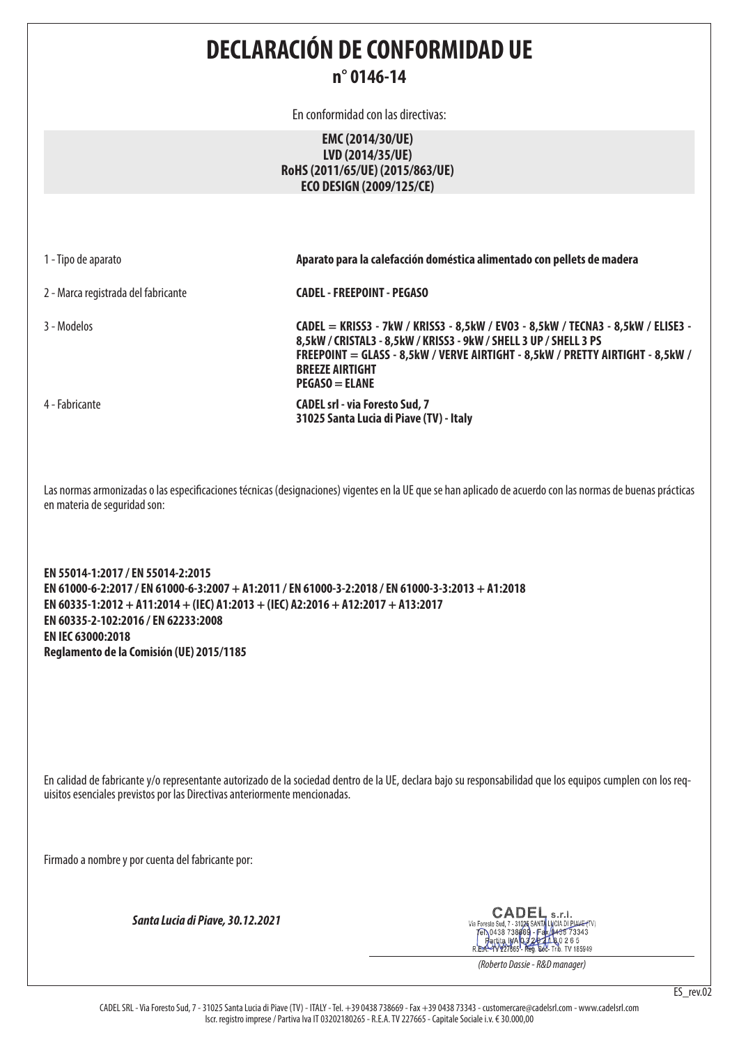# DECLARACIÓN DE CONFORMIDAD UE

## n° 0146-14

En conformidad con las directivas:

**EMC (2014/30/UE)**
**LVD (2014/35/UE)**
**RoHS (2011/65/UE) (2015/863/UE)**
**ECO DESIGN (2009/125/CE)**

| | |
|---|---|
| 1 - Tipo de aparato | **Aparato para la calefacción doméstica alimentado con pellets de madera** |
| 2 - Marca registrada del fabricante | **CADEL - FREEPOINT - PEGASO** |
| 3 - Modelos | **CADEL = KRISS3 - 7kW / KRISS3 - 8,5kW / EVO3 - 8,5kW / TECNA3 - 8,5kW / ELISE3 - 8,5kW / CRISTAL3 - 8,5kW / KRISS3 - 9kW / SHELL 3 UP / SHELL 3 PS**<br>**FREEPOINT = GLASS - 8,5kW / VERVE AIRTIGHT - 8,5kW / PRETTY AIRTIGHT - 8,5kW / BREEZE AIRTIGHT**<br>**PEGASO = ELANE** |
| 4 - Fabricante | **CADEL srl - via Foresto Sud, 7**<br>**31025 Santa Lucia di Piave (TV) - Italy** |

Las normas armonizadas o las especificaciones técnicas (designaciones) vigentes en la UE que se han aplicado de acuerdo con las normas de buenas prácticas en materia de seguridad son:

**EN 55014-1:2017 / EN 55014-2:2015**
**EN 61000-6-2:2017 / EN 61000-6-3:2007 + A1:2011 / EN 61000-3-2:2018 / EN 61000-3-3:2013 + A1:2018**
**EN 60335-1:2012 + A11:2014 + (IEC) A1:2013 + (IEC) A2:2016 + A12:2017 + A13:2017**
**EN 60335-2-102:2016 / EN 62233:2008**
**EN IEC 63000:2018**
**Reglamento de la Comisión (UE) 2015/1185**

En calidad de fabricante y/o representante autorizado de la sociedad dentro de la UE, declara bajo su responsabilidad que los equipos cumplen con los requisitos esenciales previstos por las Directivas anteriormente mencionadas.

Firmado a nombre y por cuenta del fabricante por:

***Santa Lucia di Piave, 30.12.2021***

CADEL s.r.l.
Via Foresto Sud, 7 - 31025 SANTA LUCIA DI PIAVE (TV)
Tel. 0438 738669 - Fax 0438 73343
Partita IVA 03202180265
R.E.A. TV 227665 - Reg. Soc. Trib. TV 185949

*(Roberto Dassie - R&D manager)*

ES_rev.02

CADEL SRL - Via Foresto Sud, 7 - 31025 Santa Lucia di Piave (TV) - ITALY - Tel. +39 0438 738669 - Fax +39 0438 73343 - customercare@cadelsrl.com - www.cadelsrl.com
Iscr. registro imprese / Partiva Iva IT 03202180265 - R.E.A. TV 227665 - Capitale Sociale i.v. € 30.000,00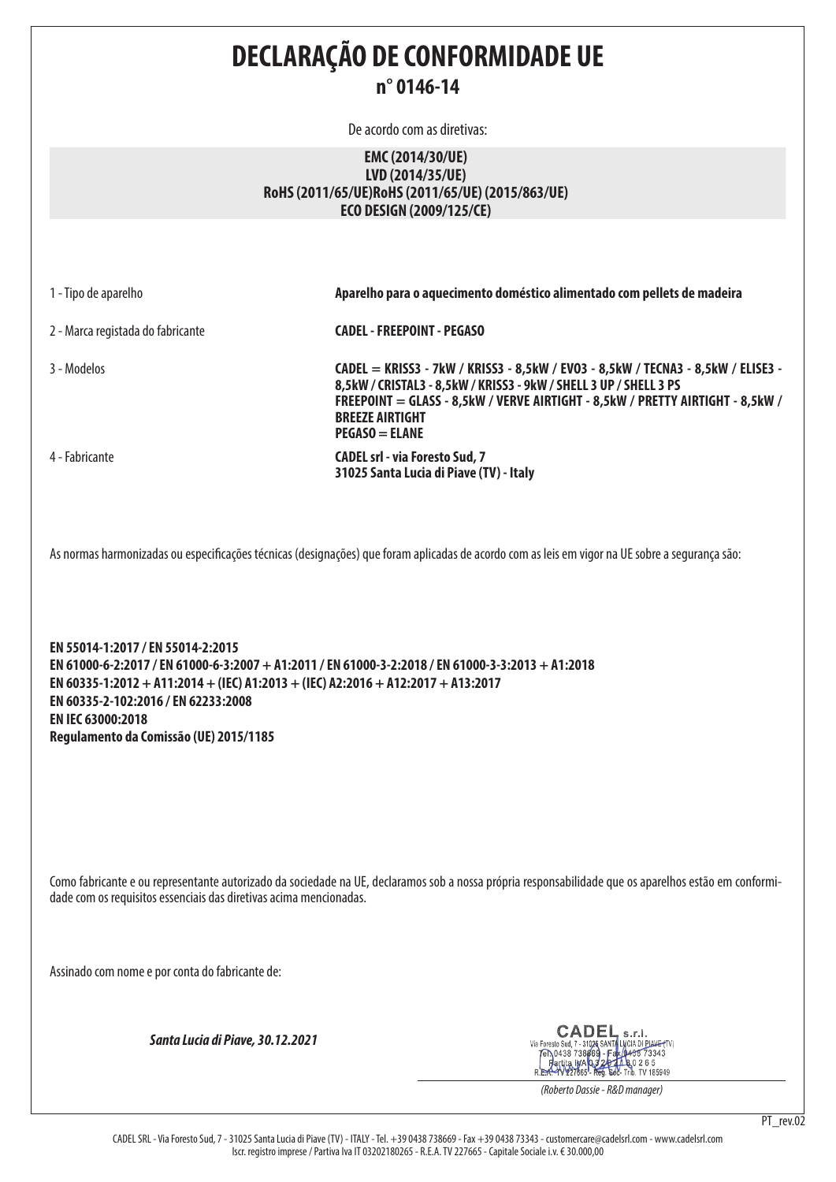# DECLARAÇÃO DE CONFORMIDADE UE

## n° 0146-14

De acordo com as diretivas:

**EMC (2014/30/UE)**
**LVD (2014/35/UE)**
**RoHS (2011/65/UE)RoHS (2011/65/UE) (2015/863/UE)**
**ECO DESIGN (2009/125/CE)**

| | |
|---|---|
| 1 - Tipo de aparelho | **Aparelho para o aquecimento doméstico alimentado com pellets de madeira** |
| 2 - Marca registada do fabricante | **CADEL - FREEPOINT - PEGASO** |
| 3 - Modelos | **CADEL = KRISS3 - 7kW / KRISS3 - 8,5kW / EVO3 - 8,5kW / TECNA3 - 8,5kW / ELISE3 - 8,5kW / CRISTAL3 - 8,5kW / KRISS3 - 9kW / SHELL 3 UP / SHELL 3 PS**<br>**FREEPOINT = GLASS - 8,5kW / VERVE AIRTIGHT - 8,5kW / PRETTY AIRTIGHT - 8,5kW / BREEZE AIRTIGHT**<br>**PEGASO = ELANE** |
| 4 - Fabricante | **CADEL srl - via Foresto Sud, 7**<br>**31025 Santa Lucia di Piave (TV) - Italy** |

As normas harmonizadas ou especificações técnicas (designações) que foram aplicadas de acordo com as leis em vigor na UE sobre a segurança são:

**EN 55014-1:2017 / EN 55014-2:2015**
**EN 61000-6-2:2017 / EN 61000-6-3:2007 + A1:2011 / EN 61000-3-2:2018 / EN 61000-3-3:2013 + A1:2018**
**EN 60335-1:2012 + A11:2014 + (IEC) A1:2013 + (IEC) A2:2016 + A12:2017 + A13:2017**
**EN 60335-2-102:2016 / EN 62233:2008**
**EN IEC 63000:2018**
**Regulamento da Comissão (UE) 2015/1185**

Como fabricante e ou representante autorizado da sociedade na UE, declaramos sob a nossa própria responsabilidade que os aparelhos estão em conformidade com os requisitos essenciais das diretivas acima mencionadas.

Assinado com nome e por conta do fabricante de:

***Santa Lucia di Piave, 30.12.2021***

CADEL s.r.l.
Via Foresto Sud, 7 - 31025 SANTA LUCIA DI PIAVE (TV)
Tel. 0438 738669 - Fax 0438 73343
Partita IVA 03202180265
R.E.A. TV 227665 - Reg. Soc. Trib. TV 185949

*(Roberto Dassie - R&D manager)*

PT_rev.02

CADEL SRL - Via Foresto Sud, 7 - 31025 Santa Lucia di Piave (TV) - ITALY - Tel. +39 0438 738669 - Fax +39 0438 73343 - customercare@cadelsrl.com - www.cadelsrl.com
Iscr. registro imprese / Partiva Iva IT 03202180265 - R.E.A. TV 227665 - Capitale Sociale i.v. € 30.000,00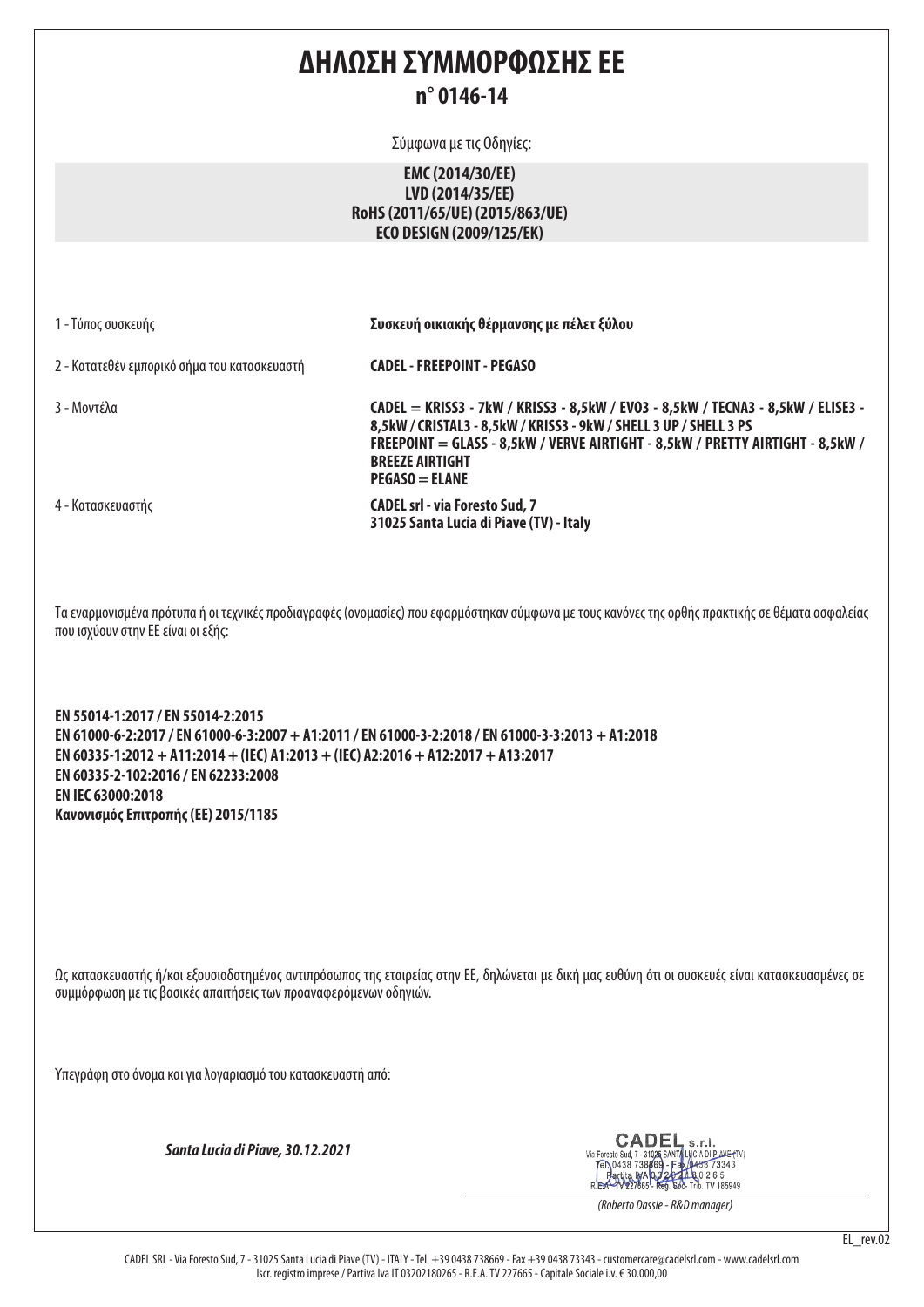# ΔΗΛΩΣΗ ΣΥΜΜΟΡΦΩΣΗΣ ΕΕ

## n° 0146-14

Σύμφωνα με τις Οδηγίες:

**EMC (2014/30/EE)**
**LVD (2014/35/EE)**
**RoHS (2011/65/UE) (2015/863/UE)**
**ECO DESIGN (2009/125/EK)**

| | |
|---|---|
| 1 - Τύπος συσκευής | **Συσκευή οικιακής θέρμανσης με πέλετ ξύλου** |
| 2 - Κατατεθέν εμπορικό σήμα του κατασκευαστή | **CADEL - FREEPOINT - PEGASO** |
| 3 - Μοντέλα | **CADEL = KRISS3 - 7kW / KRISS3 - 8,5kW / EVO3 - 8,5kW / TECNA3 - 8,5kW / ELISE3 - 8,5kW / CRISTAL3 - 8,5kW / KRISS3 - 9kW / SHELL 3 UP / SHELL 3 PS**<br>**FREEPOINT = GLASS - 8,5kW / VERVE AIRTIGHT - 8,5kW / PRETTY AIRTIGHT - 8,5kW / BREEZE AIRTIGHT**<br>**PEGASO = ELANE** |
| 4 - Κατασκευαστής | **CADEL srl - via Foresto Sud, 7**<br>**31025 Santa Lucia di Piave (TV) - Italy** |

Τα εναρμονισμένα πρότυπα ή οι τεχνικές προδιαγραφές (ονομασίες) που εφαρμόστηκαν σύμφωνα με τους κανόνες της ορθής πρακτικής σε θέματα ασφαλείας που ισχύουν στην ΕΕ είναι οι εξής:

**EN 55014-1:2017 / EN 55014-2:2015**
**EN 61000-6-2:2017 / EN 61000-6-3:2007 + A1:2011 / EN 61000-3-2:2018 / EN 61000-3-3:2013 + A1:2018**
**EN 60335-1:2012 + A11:2014 + (IEC) A1:2013 + (IEC) A2:2016 + A12:2017 + A13:2017**
**EN 60335-2-102:2016 / EN 62233:2008**
**EN IEC 63000:2018**
**Κανονισμός Επιτροπής (ΕΕ) 2015/1185**

Ως κατασκευαστής ή/και εξουσιοδοτημένος αντιπρόσωπος της εταιρείας στην ΕΕ, δηλώνεται με δική μας ευθύνη ότι οι συσκευές είναι κατασκευασμένες σε συμμόρφωση με τις βασικές απαιτήσεις των προαναφερόμενων οδηγιών.

Υπεγράφη στο όνομα και για λογαριασμό του κατασκευαστή από:

***Santa Lucia di Piave, 30.12.2021***

CADEL s.r.l.
Via Foresto Sud, 7 - 31025 SANTA LUCIA DI PIAVE (TV)
Tel. 0438 738669 - Fax 0438 73343
Partita IVA 03202180265
R.E.A. TV 227665 - Reg. Soc. Trib. TV 185949

*(Roberto Dassie - R&D manager)*

EL_rev.02

CADEL SRL - Via Foresto Sud, 7 - 31025 Santa Lucia di Piave (TV) - ITALY - Tel. +39 0438 738669 - Fax +39 0438 73343 - customercare@cadelsrl.com - www.cadelsrl.com
Iscr. registro imprese / Partiva Iva IT 03202180265 - R.E.A. TV 227665 - Capitale Sociale i.v. € 30.000,00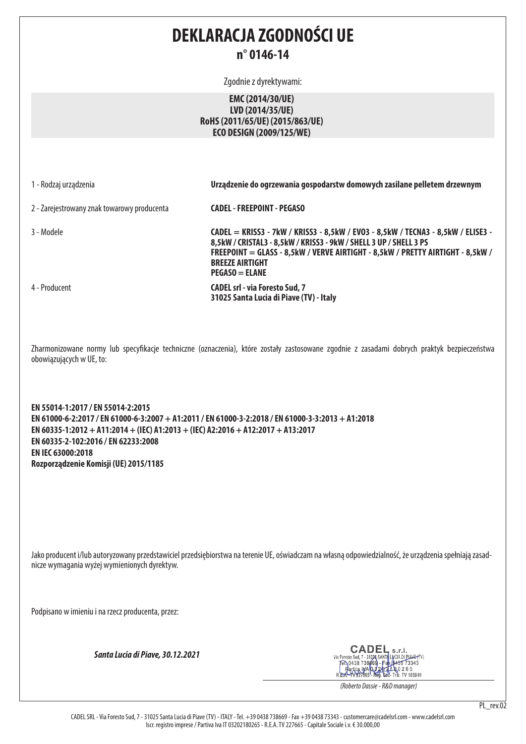# DEKLARACJA ZGODNOŚCI UE

## n° 0146-14

Zgodnie z dyrektywami:

**EMC (2014/30/UE)**
**LVD (2014/35/UE)**
**RoHS (2011/65/UE) (2015/863/UE)**
**ECO DESIGN (2009/125/WE)**

| | |
|---|---|
| 1 - Rodzaj urządzenia | **Urządzenie do ogrzewania gospodarstw domowych zasilane pelletem drzewnym** |
| 2 - Zarejestrowany znak towarowy producenta | **CADEL - FREEPOINT - PEGASO** |
| 3 - Modele | **CADEL = KRISS3 - 7kW / KRISS3 - 8,5kW / EVO3 - 8,5kW / TECNA3 - 8,5kW / ELISE3 - 8,5kW / CRISTAL3 - 8,5kW / KRISS3 - 9kW / SHELL 3 UP / SHELL 3 PS**<br>**FREEPOINT = GLASS - 8,5kW / VERVE AIRTIGHT - 8,5kW / PRETTY AIRTIGHT - 8,5kW / BREEZE AIRTIGHT**<br>**PEGASO = ELANE** |
| 4 - Producent | **CADEL srl - via Foresto Sud, 7**<br>**31025 Santa Lucia di Piave (TV) - Italy** |

Zharmonizowane normy lub specyfikacje techniczne (oznaczenia), które zostały zastosowane zgodnie z zasadami dobrych praktyk bezpieczeństwa obowiązujących w UE, to:

**EN 55014-1:2017 / EN 55014-2:2015**
**EN 61000-6-2:2017 / EN 61000-6-3:2007 + A1:2011 / EN 61000-3-2:2018 / EN 61000-3-3:2013 + A1:2018**
**EN 60335-1:2012 + A11:2014 + (IEC) A1:2013 + (IEC) A2:2016 + A12:2017 + A13:2017**
**EN 60335-2-102:2016 / EN 62233:2008**
**EN IEC 63000:2018**
**Rozporządzenie Komisji (UE) 2015/1185**

Jako producent i/lub autoryzowany przedstawiciel przedsiębiorstwa na terenie UE, oświadczam na własną odpowiedzialność, że urządzenia spełniają zasadnicze wymagania wyżej wymienionych dyrektyw.

Podpisano w imieniu i na rzecz producenta, przez:

***Santa Lucia di Piave, 30.12.2021***

CADEL s.r.l.
Via Foresto Sud, 7 - 31025 SANTA LUCIA DI PIAVE (TV)
Tel. 0438 738669 - Fax 0438 73343
Partita IVA 03202180265
R.E.A. TV 227665 - Reg. Soc. Trib. TV 185949

*(Roberto Dassie - R&D manager)*

PL_rev.02

CADEL SRL - Via Foresto Sud, 7 - 31025 Santa Lucia di Piave (TV) - ITALY - Tel. +39 0438 738669 - Fax +39 0438 73343 - customercare@cadelsrl.com - www.cadelsrl.com
Iscr. registro imprese / Partiva Iva IT 03202180265 - R.E.A. TV 227665 - Capitale Sociale i.v. € 30.000,00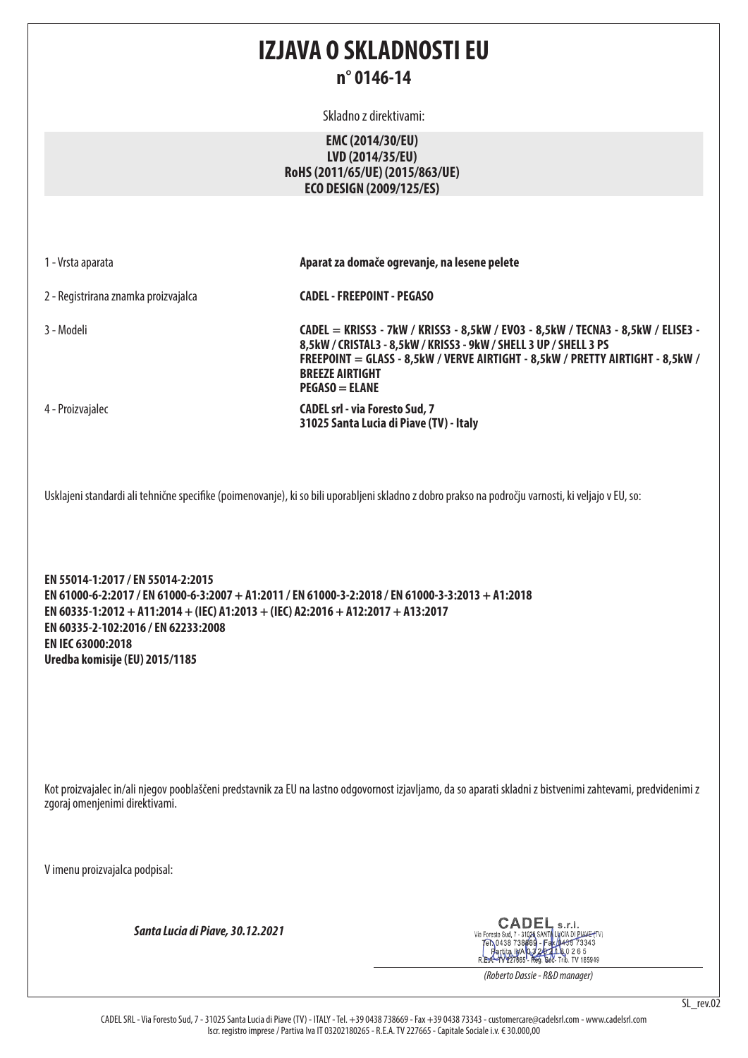# IZJAVA O SKLADNOSTI EU

## n° 0146-14

Skladno z direktivami:

**EMC (2014/30/EU)**
**LVD (2014/35/EU)**
**RoHS (2011/65/UE) (2015/863/UE)**
**ECO DESIGN (2009/125/ES)**

| | |
|---|---|
| 1 - Vrsta aparata | **Aparat za domače ogrevanje, na lesene pelete** |
| 2 - Registrirana znamka proizvajalca | **CADEL - FREEPOINT - PEGASO** |
| 3 - Modeli | **CADEL = KRISS3 - 7kW / KRISS3 - 8,5kW / EVO3 - 8,5kW / TECNA3 - 8,5kW / ELISE3 - 8,5kW / CRISTAL3 - 8,5kW / KRISS3 - 9kW / SHELL 3 UP / SHELL 3 PS<br>FREEPOINT = GLASS - 8,5kW / VERVE AIRTIGHT - 8,5kW / PRETTY AIRTIGHT - 8,5kW / BREEZE AIRTIGHT<br>PEGASO = ELANE** |
| 4 - Proizvajalec | **CADEL srl - via Foresto Sud, 7<br>31025 Santa Lucia di Piave (TV) - Italy** |

Usklajeni standardi ali tehnične specifike (poimenovanje), ki so bili uporabljeni skladno z dobro prakso na področju varnosti, ki veljajo v EU, so:

**EN 55014-1:2017 / EN 55014-2:2015**
**EN 61000-6-2:2017 / EN 61000-6-3:2007 + A1:2011 / EN 61000-3-2:2018 / EN 61000-3-3:2013 + A1:2018**
**EN 60335-1:2012 + A11:2014 + (IEC) A1:2013 + (IEC) A2:2016 + A12:2017 + A13:2017**
**EN 60335-2-102:2016 / EN 62233:2008**
**EN IEC 63000:2018**
**Uredba komisije (EU) 2015/1185**

Kot proizvajalec in/ali njegov pooblaščeni predstavnik za EU na lastno odgovornost izjavljamo, da so aparati skladni z bistvenimi zahtevami, predvidenimi z zgoraj omenjenimi direktivami.

V imenu proizvajalca podpisal:

***Santa Lucia di Piave, 30.12.2021***

CADEL s.r.l.
Via Foresto Sud, 7 - 31025 SANTA LUCIA DI PIAVE (TV)
Tel. 0438 738669 - Fax 0438 73343
Partita IVA 03202180265
R.E.A. TV 227665 - Reg. Soc. Trib. TV 185949

*(Roberto Dassie - R&D manager)*

SL_rev.02

CADEL SRL - Via Foresto Sud, 7 - 31025 Santa Lucia di Piave (TV) - ITALY - Tel. +39 0438 738669 - Fax +39 0438 73343 - customercare@cadelsrl.com - www.cadelsrl.com
Iscr. registro imprese / Partiva Iva IT 03202180265 - R.E.A. TV 227665 - Capitale Sociale i.v. € 30.000,00